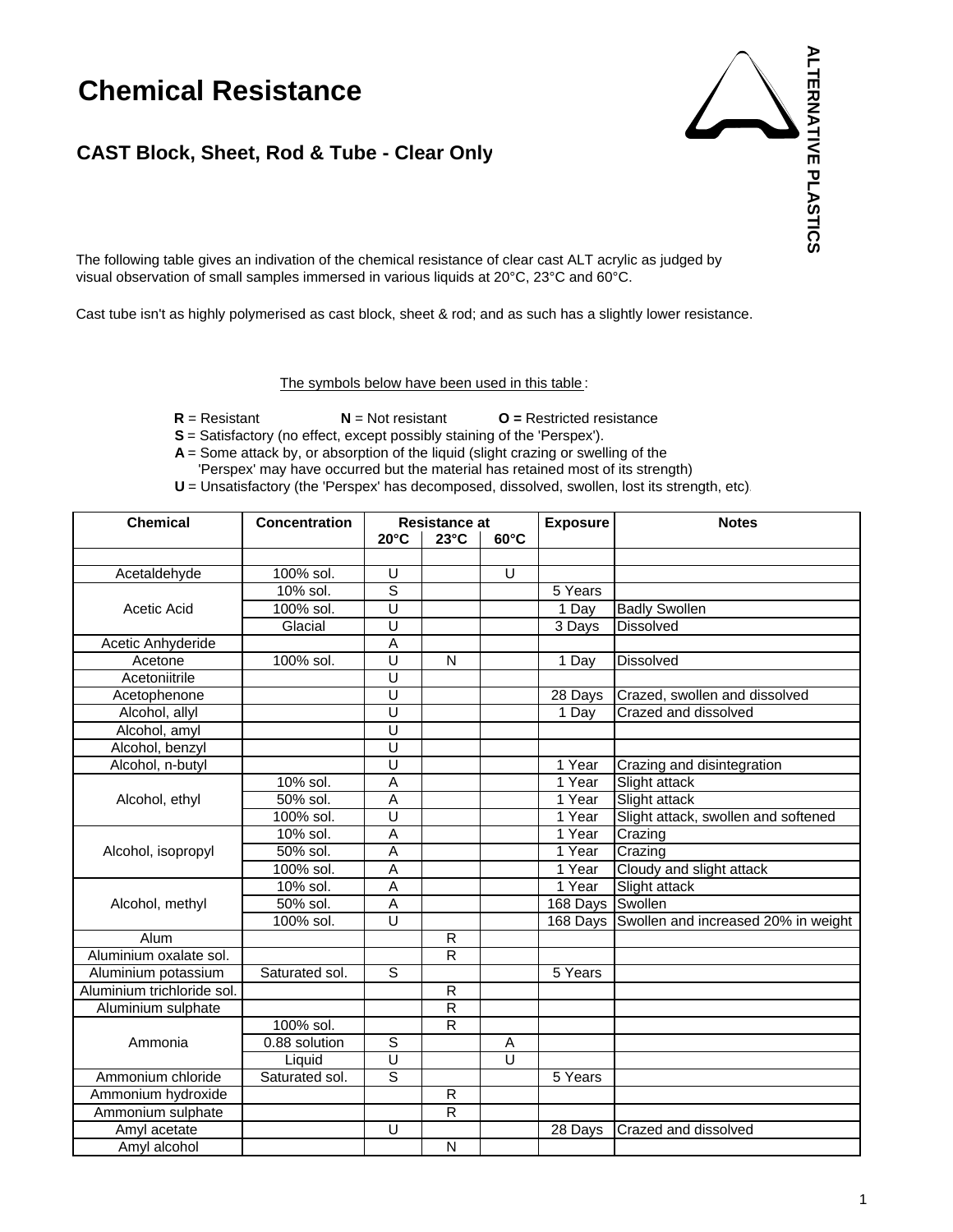# Chemical Resistance

ALTERNATIVE PLASTICS

## CAST Block, Sheet, Rod & Tube - Clear Only

The following table gives an indivation of the chemical resistance of clear cast ALT acrylic as judged by visual observation of small samples immersed in various liquids at 20°C, 23°C and 60°C.

Cast tube isn't as highly polymerised as cast block, sheet & rod; and as such has a slightly lower resistance.

The symbols below have been used in this table:

**R** = Resistant **N** = Not resistant **O =** Restricted resistance
**S** = Satisfactory (no effect, except possibly staining of the 'Perspex').
**A** = Some attack by, or absorption of the liquid (slight crazing or swelling of the 'Perspex' may have occurred but the material has retained most of its strength)
**U** = Unsatisfactory (the 'Perspex' has decomposed, dissolved, swollen, lost its strength, etc).

| Chemical | Concentration | Resistance at | | | Exposure | Notes |
|---|---|---|---|---|---|---|
| | | 20°C | 23°C | 60°C | | |
| Acetaldehyde | 100% sol. | U | | U | | |
| Acetic Acid | 10% sol. | S | | | 5 Years | |
| | 100% sol. | U | | | 1 Day | Badly Swollen |
| | Glacial | U | | | 3 Days | Dissolved |
| Acetic Anhyderide | | A | | | | |
| Acetone | 100% sol. | U | N | | 1 Day | Dissolved |
| Acetoniitrile | | U | | | | |
| Acetophenone | | U | | | 28 Days | Crazed, swollen and dissolved |
| Alcohol, allyl | | U | | | 1 Day | Crazed and dissolved |
| Alcohol, amyl | | U | | | | |
| Alcohol, benzyl | | U | | | | |
| Alcohol, n-butyl | | U | | | 1 Year | Crazing and disintegration |
| Alcohol, ethyl | 10% sol. | A | | | 1 Year | Slight attack |
| | 50% sol. | A | | | 1 Year | Slight attack |
| | 100% sol. | U | | | 1 Year | Slight attack, swollen and softened |
| Alcohol, isopropyl | 10% sol. | A | | | 1 Year | Crazing |
| | 50% sol. | A | | | 1 Year | Crazing |
| | 100% sol. | A | | | 1 Year | Cloudy and slight attack |
| Alcohol, methyl | 10% sol. | A | | | 1 Year | Slight attack |
| | 50% sol. | A | | | 168 Days | Swollen |
| | 100% sol. | U | | | 168 Days | Swollen and increased 20% in weight |
| Alum | | | R | | | |
| Aluminium oxalate sol. | | | R | | | |
| Aluminium potassium | Saturated sol. | S | | | 5 Years | |
| Aluminium trichloride sol. | | | R | | | |
| Aluminium sulphate | | | R | | | |
| Ammonia | 100% sol. | | R | | | |
| | 0.88 solution | S | | A | | |
| | Liquid | U | | U | | |
| Ammonium chloride | Saturated sol. | S | | | 5 Years | |
| Ammonium hydroxide | | | R | | | |
| Ammonium sulphate | | | R | | | |
| Amyl acetate | | U | | | 28 Days | Crazed and dissolved |
| Amyl alcohol | | | N | | | |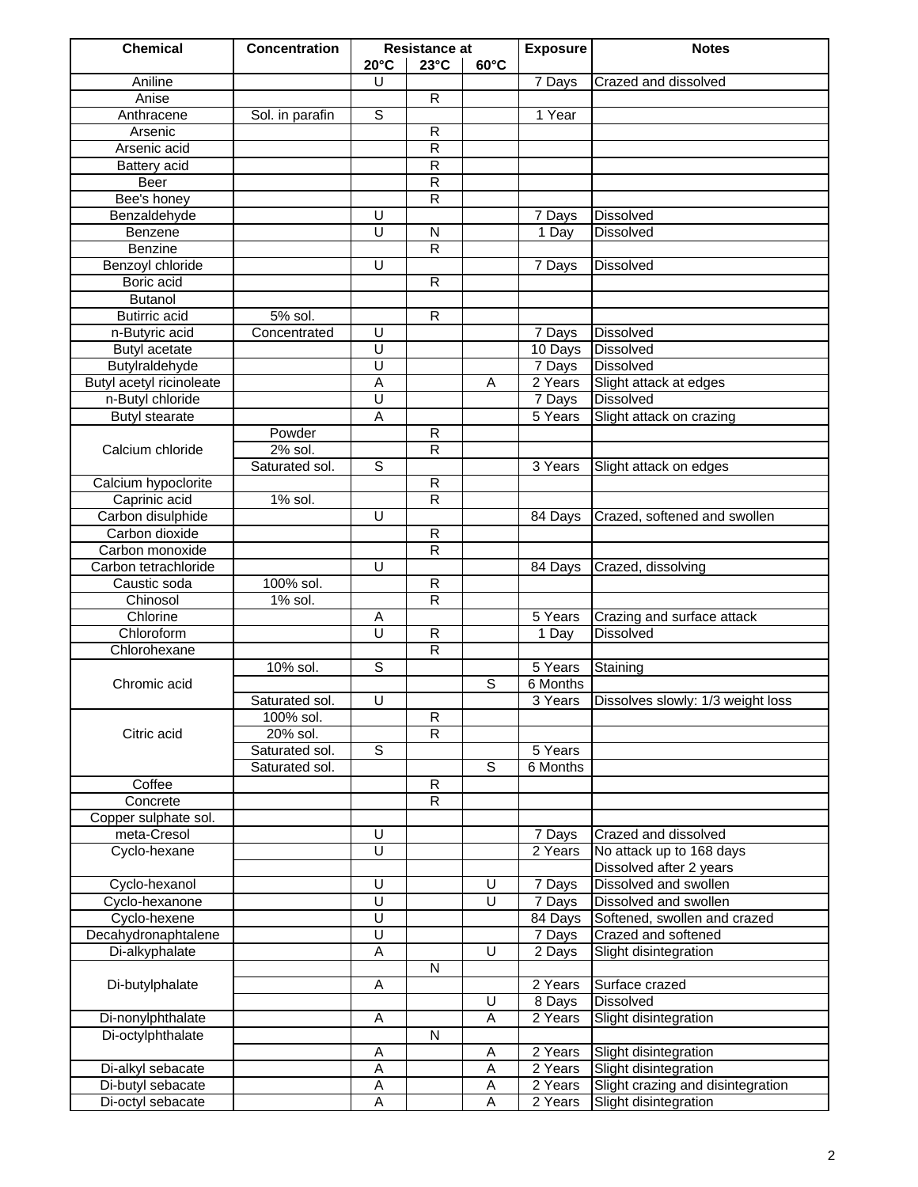| Chemical | Concentration | Resistance at | | | Exposure | Notes |
|---|---|---|---|---|---|---|
| | | 20°C | 23°C | 60°C | | |
| Aniline | | U | | | 7 Days | Crazed and dissolved |
| Anise | | | R | | | |
| Anthracene | Sol. in parafin | S | | | 1 Year | |
| Arsenic | | | R | | | |
| Arsenic acid | | | R | | | |
| Battery acid | | | R | | | |
| Beer | | | R | | | |
| Bee's honey | | | R | | | |
| Benzaldehyde | | U | | | 7 Days | Dissolved |
| Benzene | | U | N | | 1 Day | Dissolved |
| Benzine | | | R | | | |
| Benzoyl chloride | | U | | | 7 Days | Dissolved |
| Boric acid | | | R | | | |
| Butanol | | | | | | |
| Butirric acid | 5% sol. | | R | | | |
| n-Butyric acid | Concentrated | U | | | 7 Days | Dissolved |
| Butyl acetate | | U | | | 10 Days | Dissolved |
| Butylraldehyde | | U | | | 7 Days | Dissolved |
| Butyl acetyl ricinoleate | | A | | A | 2 Years | Slight attack at edges |
| n-Butyl chloride | | U | | | 7 Days | Dissolved |
| Butyl stearate | | A | | | 5 Years | Slight attack on crazing |
| Calcium chloride | Powder | | R | | | |
| | 2% sol. | | R | | | |
| | Saturated sol. | S | | | 3 Years | Slight attack on edges |
| Calcium hypoclorite | | | R | | | |
| Caprinic acid | 1% sol. | | R | | | |
| Carbon disulphide | | U | | | 84 Days | Crazed, softened and swollen |
| Carbon dioxide | | | R | | | |
| Carbon monoxide | | | R | | | |
| Carbon tetrachloride | | U | | | 84 Days | Crazed, dissolving |
| Caustic soda | 100% sol. | | R | | | |
| Chinosol | 1% sol. | | R | | | |
| Chlorine | | A | | | 5 Years | Crazing and surface attack |
| Chloroform | | U | R | | 1 Day | Dissolved |
| Chlorohexane | | | R | | | |
| Chromic acid | 10% sol. | S | | | 5 Years | Staining |
| | | | | S | 6 Months | |
| | Saturated sol. | U | | | 3 Years | Dissolves slowly: 1/3 weight loss |
| Citric acid | 100% sol. | | R | | | |
| | 20% sol. | | R | | | |
| | Saturated sol. | S | | | 5 Years | |
| | Saturated sol. | | | S | 6 Months | |
| Coffee | | | R | | | |
| Concrete | | | R | | | |
| Copper sulphate sol. | | | | | | |
| meta-Cresol | | U | | | 7 Days | Crazed and dissolved |
| Cyclo-hexane | | U | | | 2 Years | No attack up to 168 days |
| | | | | | | Dissolved after 2 years |
| Cyclo-hexanol | | U | | U | 7 Days | Dissolved and swollen |
| Cyclo-hexanone | | U | | U | 7 Days | Dissolved and swollen |
| Cyclo-hexene | | U | | | 84 Days | Softened, swollen and crazed |
| Decahydronaphtalene | | U | | | 7 Days | Crazed and softened |
| Di-alkyphalate | | A | | U | 2 Days | Slight disintegration |
| Di-butylphalate | | | N | | | |
| | | A | | | 2 Years | Surface crazed |
| | | | | U | 8 Days | Dissolved |
| Di-nonylphthalate | | A | | A | 2 Years | Slight disintegration |
| Di-octylphthalate | | | N | | | |
| | | A | | A | 2 Years | Slight disintegration |
| Di-alkyl sebacate | | A | | A | 2 Years | Slight disintegration |
| Di-butyl sebacate | | A | | A | 2 Years | Slight crazing and disintegration |
| Di-octyl sebacate | | A | | A | 2 Years | Slight disintegration |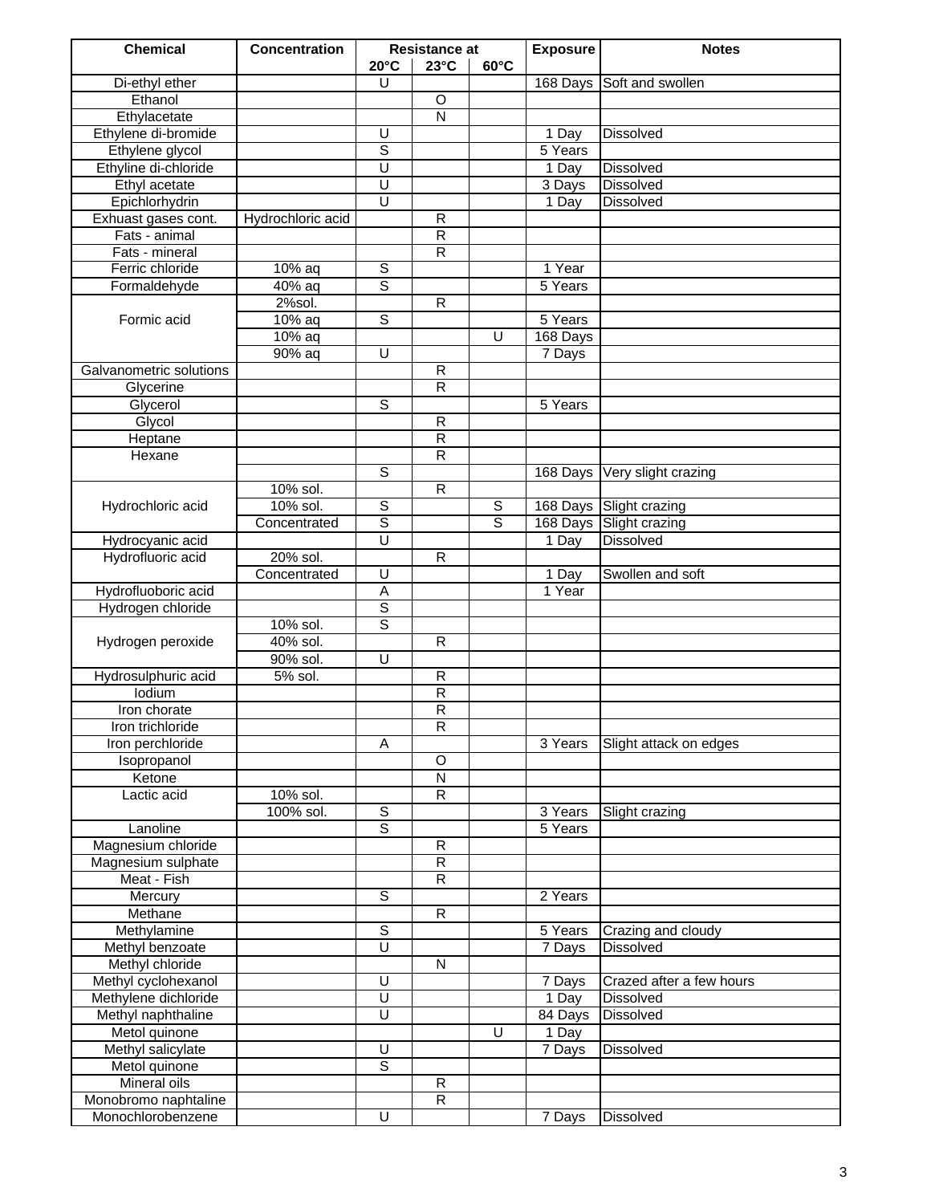| Chemical | Concentration | Resistance at | | | Exposure | Notes |
|---|---|---|---|---|---|---|
| | | 20°C | 23°C | 60°C | | |
| Di-ethyl ether | | U | | | 168 Days | Soft and swollen |
| Ethanol | | | O | | | |
| Ethylacetate | | | N | | | |
| Ethylene di-bromide | | U | | | 1 Day | Dissolved |
| Ethylene glycol | | S | | | 5 Years | |
| Ethyline di-chloride | | U | | | 1 Day | Dissolved |
| Ethyl acetate | | U | | | 3 Days | Dissolved |
| Epichlorhydrin | | U | | | 1 Day | Dissolved |
| Exhuast gases cont. | Hydrochloric acid | | R | | | |
| Fats - animal | | | R | | | |
| Fats - mineral | | | R | | | |
| Ferric chloride | 10% aq | S | | | 1 Year | |
| Formaldehyde | 40% aq | S | | | 5 Years | |
| Formic acid | 2%sol. | | R | | | |
| | 10% aq | S | | | 5 Years | |
| | 10% aq | | | U | 168 Days | |
| | 90% aq | U | | | 7 Days | |
| Galvanometric solutions | | | R | | | |
| Glycerine | | | R | | | |
| Glycerol | | S | | | 5 Years | |
| Glycol | | | R | | | |
| Heptane | | | R | | | |
| Hexane | | | R | | | |
| | | S | | | 168 Days | Very slight crazing |
| Hydrochloric acid | 10% sol. | | R | | | |
| | 10% sol. | S | | S | 168 Days | Slight crazing |
| | Concentrated | S | | S | 168 Days | Slight crazing |
| Hydrocyanic acid | | U | | | 1 Day | Dissolved |
| Hydrofluoric acid | 20% sol. | | R | | | |
| | Concentrated | U | | | 1 Day | Swollen and soft |
| Hydrofluoboric acid | | A | | | 1 Year | |
| Hydrogen chloride | | S | | | | |
| Hydrogen peroxide | 10% sol. | S | | | | |
| | 40% sol. | | R | | | |
| | 90% sol. | U | | | | |
| Hydrosulphuric acid | 5% sol. | | R | | | |
| Iodium | | | R | | | |
| Iron chorate | | | R | | | |
| Iron trichloride | | | R | | | |
| Iron perchloride | | A | | | 3 Years | Slight attack on edges |
| Isopropanol | | | O | | | |
| Ketone | | | N | | | |
| Lactic acid | 10% sol. | | R | | | |
| | 100% sol. | S | | | 3 Years | Slight crazing |
| Lanoline | | S | | | 5 Years | |
| Magnesium chloride | | | R | | | |
| Magnesium sulphate | | | R | | | |
| Meat - Fish | | | R | | | |
| Mercury | | S | | | 2 Years | |
| Methane | | | R | | | |
| Methylamine | | S | | | 5 Years | Crazing and cloudy |
| Methyl benzoate | | U | | | 7 Days | Dissolved |
| Methyl chloride | | | N | | | |
| Methyl cyclohexanol | | U | | | 7 Days | Crazed after a few hours |
| Methylene dichloride | | U | | | 1 Day | Dissolved |
| Methyl naphthaline | | U | | | 84 Days | Dissolved |
| Metol quinone | | | | U | 1 Day | |
| Methyl salicylate | | U | | | 7 Days | Dissolved |
| Metol quinone | | S | | | | |
| Mineral oils | | | R | | | |
| Monobromo naphtaline | | | R | | | |
| Monochlorobenzene | | U | | | 7 Days | Dissolved |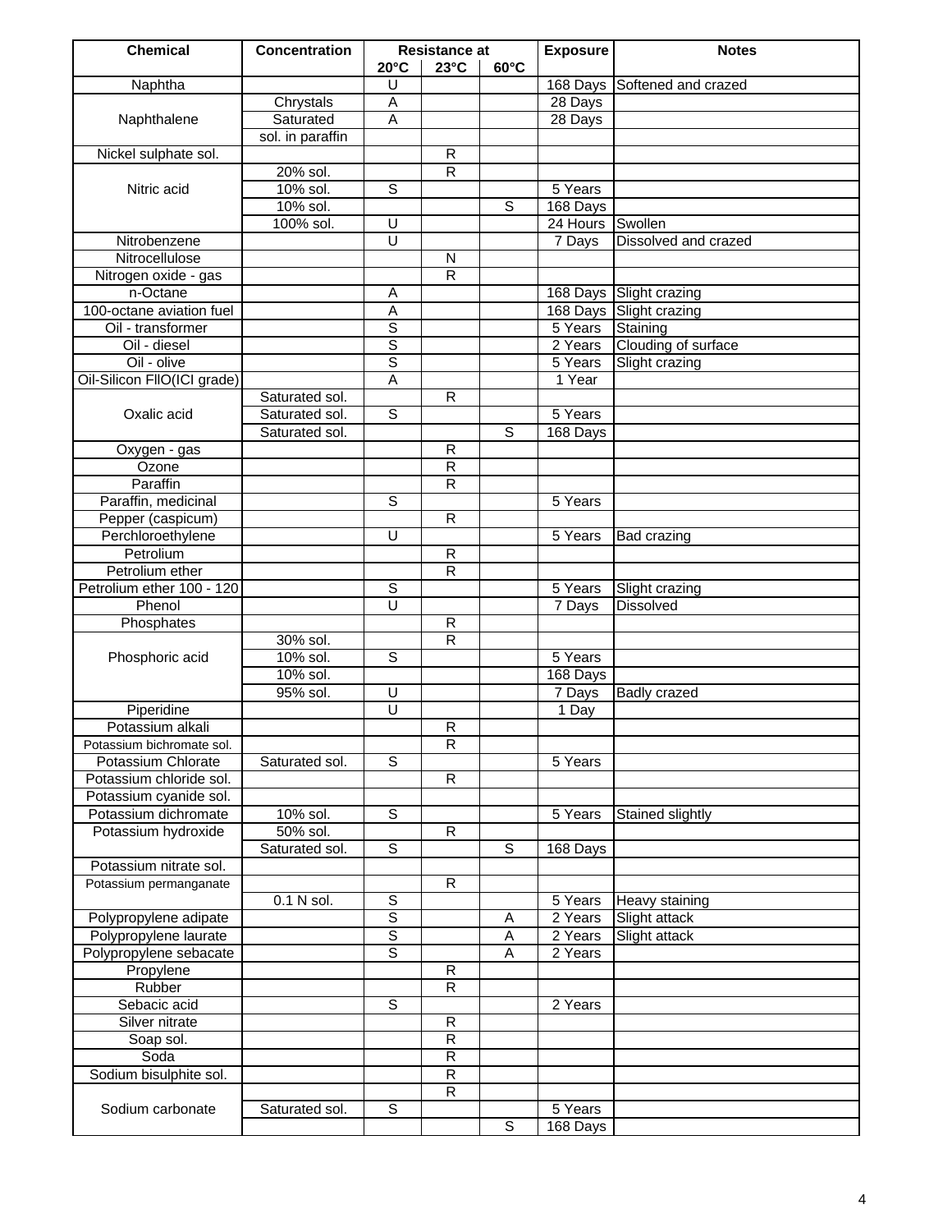| Chemical | Concentration | Resistance at | | | Exposure | Notes |
|---|---|---|---|---|---|---|
| | | 20°C | 23°C | 60°C | | |
| Naphtha | | U | | | 168 Days | Softened and crazed |
| Naphthalene | Chrystals | A | | | 28 Days | |
| | Saturated | A | | | 28 Days | |
| | sol. in paraffin | | | | | |
| Nickel sulphate sol. | | | R | | | |
| Nitric acid | 20% sol. | | R | | | |
| | 10% sol. | S | | | 5 Years | |
| | 10% sol. | | | S | 168 Days | |
| | 100% sol. | U | | | 24 Hours | Swollen |
| Nitrobenzene | | U | | | 7 Days | Dissolved and crazed |
| Nitrocellulose | | | N | | | |
| Nitrogen oxide - gas | | | R | | | |
| n-Octane | | A | | | 168 Days | Slight crazing |
| 100-octane aviation fuel | | A | | | 168 Days | Slight crazing |
| Oil - transformer | | S | | | 5 Years | Staining |
| Oil - diesel | | S | | | 2 Years | Clouding of surface |
| Oil - olive | | S | | | 5 Years | Slight crazing |
| Oil-Silicon FllO(ICI grade) | | A | | | 1 Year | |
| Oxalic acid | Saturated sol. | | R | | | |
| | Saturated sol. | S | | | 5 Years | |
| | Saturated sol. | | | S | 168 Days | |
| Oxygen - gas | | | R | | | |
| Ozone | | | R | | | |
| Paraffin | | | R | | | |
| Paraffin, medicinal | | S | | | 5 Years | |
| Pepper (caspicum) | | | R | | | |
| Perchloroethylene | | U | | | 5 Years | Bad crazing |
| Petrolium | | | R | | | |
| Petrolium ether | | | R | | | |
| Petrolium ether 100 - 120 | | S | | | 5 Years | Slight crazing |
| Phenol | | U | | | 7 Days | Dissolved |
| Phosphates | | | R | | | |
| Phosphoric acid | 30% sol. | | R | | | |
| | 10% sol. | S | | | 5 Years | |
| | 10% sol. | | | | 168 Days | |
| | 95% sol. | U | | | 7 Days | Badly crazed |
| Piperidine | | U | | | 1 Day | |
| Potassium alkali | | | R | | | |
| Potassium bichromate sol. | | | R | | | |
| Potassium Chlorate | Saturated sol. | S | | | 5 Years | |
| Potassium chloride sol. | | | R | | | |
| Potassium cyanide sol. | | | | | | |
| Potassium dichromate | 10% sol. | S | | | 5 Years | Stained slightly |
| Potassium hydroxide | 50% sol. | | R | | | |
| | Saturated sol. | S | | S | 168 Days | |
| Potassium nitrate sol. | | | | | | |
| Potassium permanganate | | | R | | | |
| | 0.1 N sol. | S | | | 5 Years | Heavy staining |
| Polypropylene adipate | | S | | A | 2 Years | Slight attack |
| Polypropylene laurate | | S | | A | 2 Years | Slight attack |
| Polypropylene sebacate | | S | | A | 2 Years | |
| Propylene | | | R | | | |
| Rubber | | | R | | | |
| Sebacic acid | | S | | | 2 Years | |
| Silver nitrate | | | R | | | |
| Soap sol. | | | R | | | |
| Soda | | | R | | | |
| Sodium bisulphite sol. | | | R | | | |
| Sodium carbonate | | | R | | | |
| | Saturated sol. | S | | | 5 Years | |
| | | | | S | 168 Days | |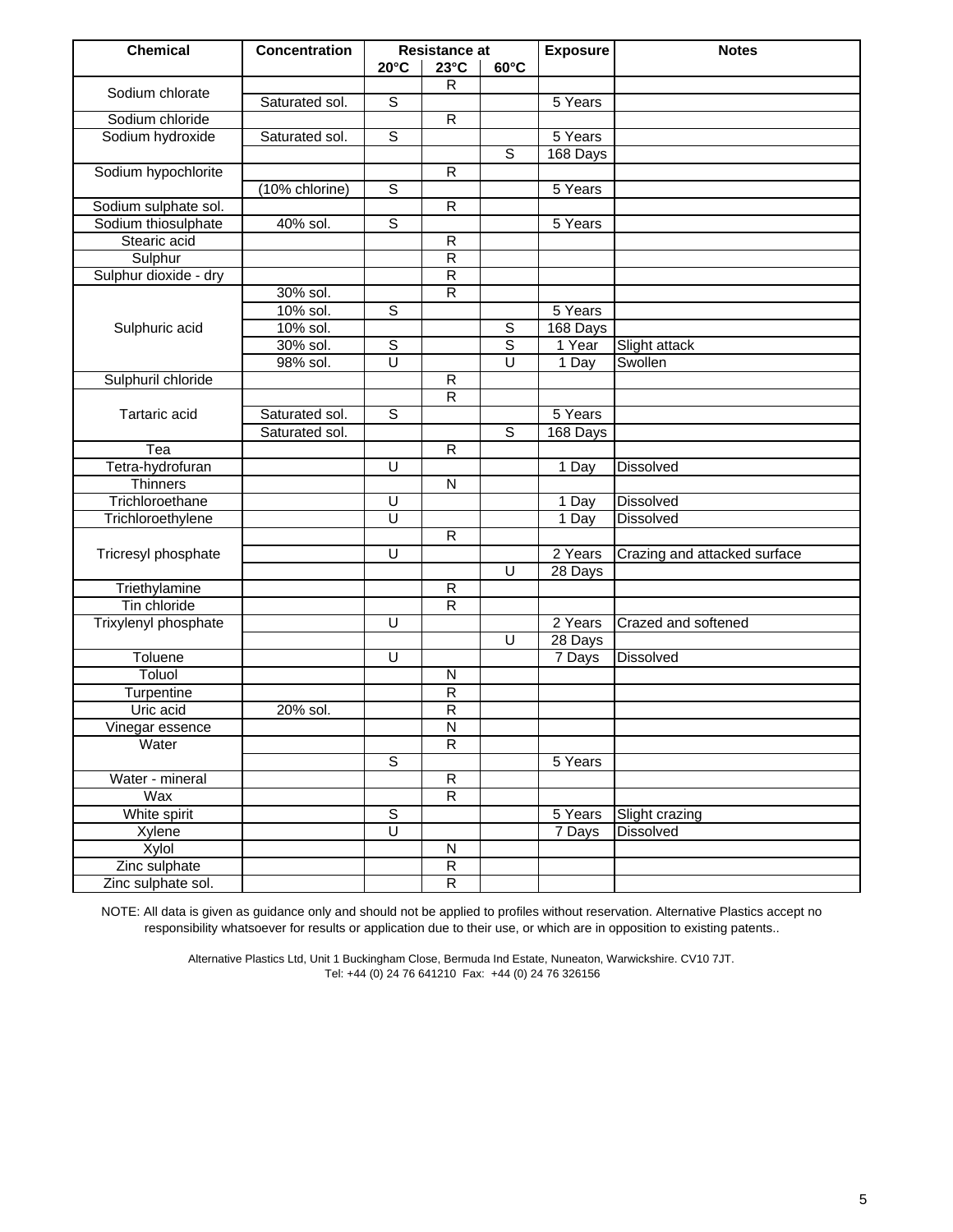| Chemical | Concentration | Resistance at | | | Exposure | Notes |
|---|---|---|---|---|---|---|
| | | 20°C | 23°C | 60°C | | |
| Sodium chlorate | | | R | | | |
| | Saturated sol. | S | | | 5 Years | |
| Sodium chloride | | | R | | | |
| Sodium hydroxide | Saturated sol. | S | | | 5 Years | |
| | | | | S | 168 Days | |
| Sodium hypochlorite | | | R | | | |
| | (10% chlorine) | S | | | 5 Years | |
| Sodium sulphate sol. | | | R | | | |
| Sodium thiosulphate | 40% sol. | S | | | 5 Years | |
| Stearic acid | | | R | | | |
| Sulphur | | | R | | | |
| Sulphur dioxide - dry | | | R | | | |
| Sulphuric acid | 30% sol. | | R | | | |
| | 10% sol. | S | | | 5 Years | |
| | 10% sol. | | | S | 168 Days | |
| | 30% sol. | S | | S | 1 Year | Slight attack |
| | 98% sol. | U | | U | 1 Day | Swollen |
| Sulphuril chloride | | | R | | | |
| Tartaric acid | | | R | | | |
| | Saturated sol. | S | | | 5 Years | |
| | Saturated sol. | | | S | 168 Days | |
| Tea | | | R | | | |
| Tetra-hydrofuran | | U | | | 1 Day | Dissolved |
| Thinners | | | N | | | |
| Trichloroethane | | U | | | 1 Day | Dissolved |
| Trichloroethylene | | U | | | 1 Day | Dissolved |
| Tricresyl phosphate | | | R | | | |
| | | U | | | 2 Years | Crazing and attacked surface |
| | | | | U | 28 Days | |
| Triethylamine | | | R | | | |
| Tin chloride | | | R | | | |
| Trixylenyl phosphate | | U | | | 2 Years | Crazed and softened |
| | | | | U | 28 Days | |
| Toluene | | U | | | 7 Days | Dissolved |
| Toluol | | | N | | | |
| Turpentine | | | R | | | |
| Uric acid | 20% sol. | | R | | | |
| Vinegar essence | | | N | | | |
| Water | | | R | | | |
| | | S | | | 5 Years | |
| Water - mineral | | | R | | | |
| Wax | | | R | | | |
| White spirit | | S | | | 5 Years | Slight crazing |
| Xylene | | U | | | 7 Days | Dissolved |
| Xylol | | | N | | | |
| Zinc sulphate | | | R | | | |
| Zinc sulphate sol. | | | R | | | |

NOTE: All data is given as guidance only and should not be applied to profiles without reservation. Alternative Plastics accept no responsibility whatsoever for results or application due to their use, or which are in opposition to existing patents..

Alternative Plastics Ltd, Unit 1 Buckingham Close, Bermuda Ind Estate, Nuneaton, Warwickshire. CV10 7JT.
Tel: +44 (0) 24 76 641210 Fax: +44 (0) 24 76 326156